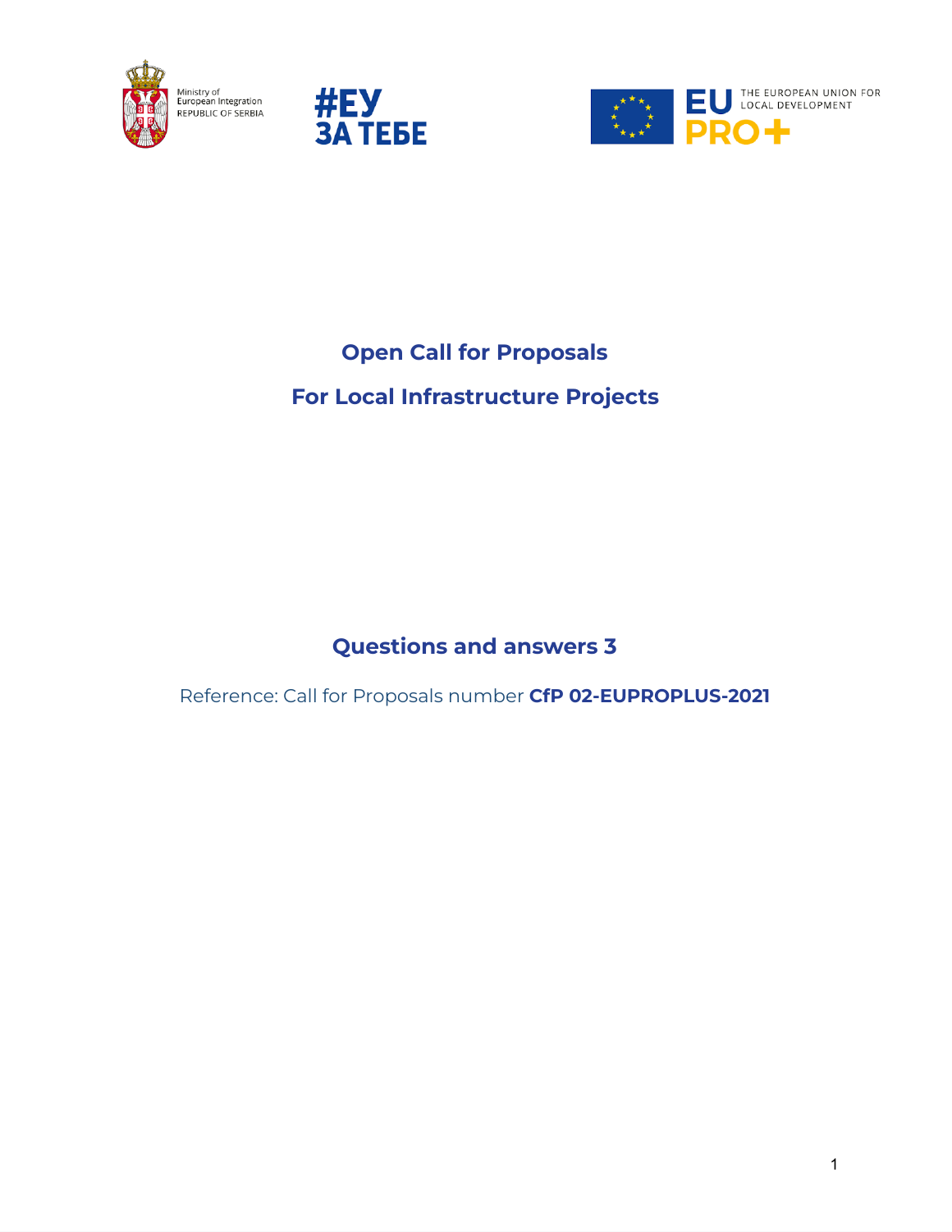Ministry of European Integration
REPUBLIC OF SERBIA

#ЕУ
ЗА ТЕБЕ

EU PRO+ THE EUROPEAN UNION FOR LOCAL DEVELOPMENT

# Open Call for Proposals

# For Local Infrastructure Projects

## Questions and answers 3

Reference: Call for Proposals number **CfP 02-EUPROPLUS-2021**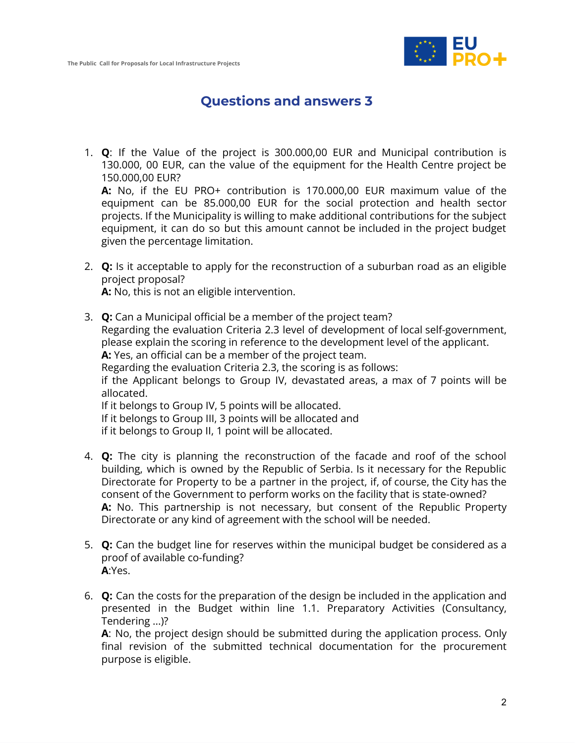## Questions and answers 3

1. **Q**: If the Value of the project is 300.000,00 EUR and Municipal contribution is 130.000, 00 EUR, can the value of the equipment for the Health Centre project be 150.000,00 EUR?
   **A:** No, if the EU PRO+ contribution is 170.000,00 EUR maximum value of the equipment can be 85.000,00 EUR for the social protection and health sector projects. If the Municipality is willing to make additional contributions for the subject equipment, it can do so but this amount cannot be included in the project budget given the percentage limitation.

2. **Q:** Is it acceptable to apply for the reconstruction of a suburban road as an eligible project proposal?
   **A:** No, this is not an eligible intervention.

3. **Q:** Can a Municipal official be a member of the project team?
   Regarding the evaluation Criteria 2.3 level of development of local self-government, please explain the scoring in reference to the development level of the applicant.
   **A:** Yes, an official can be a member of the project team.
   Regarding the evaluation Criteria 2.3, the scoring is as follows:
   if the Applicant belongs to Group IV, devastated areas, a max of 7 points will be allocated.
   If it belongs to Group IV, 5 points will be allocated.
   If it belongs to Group III, 3 points will be allocated and
   if it belongs to Group II, 1 point will be allocated.

4. **Q:** The city is planning the reconstruction of the facade and roof of the school building, which is owned by the Republic of Serbia. Is it necessary for the Republic Directorate for Property to be a partner in the project, if, of course, the City has the consent of the Government to perform works on the facility that is state-owned?
   **A:** No. This partnership is not necessary, but consent of the Republic Property Directorate or any kind of agreement with the school will be needed.

5. **Q:** Can the budget line for reserves within the municipal budget be considered as a proof of available co-funding?
   **A**:Yes.

6. **Q:** Can the costs for the preparation of the design be included in the application and presented in the Budget within line 1.1. Preparatory Activities (Consultancy, Tendering ...)?
   **A**: No, the project design should be submitted during the application process. Only final revision of the submitted technical documentation for the procurement purpose is eligible.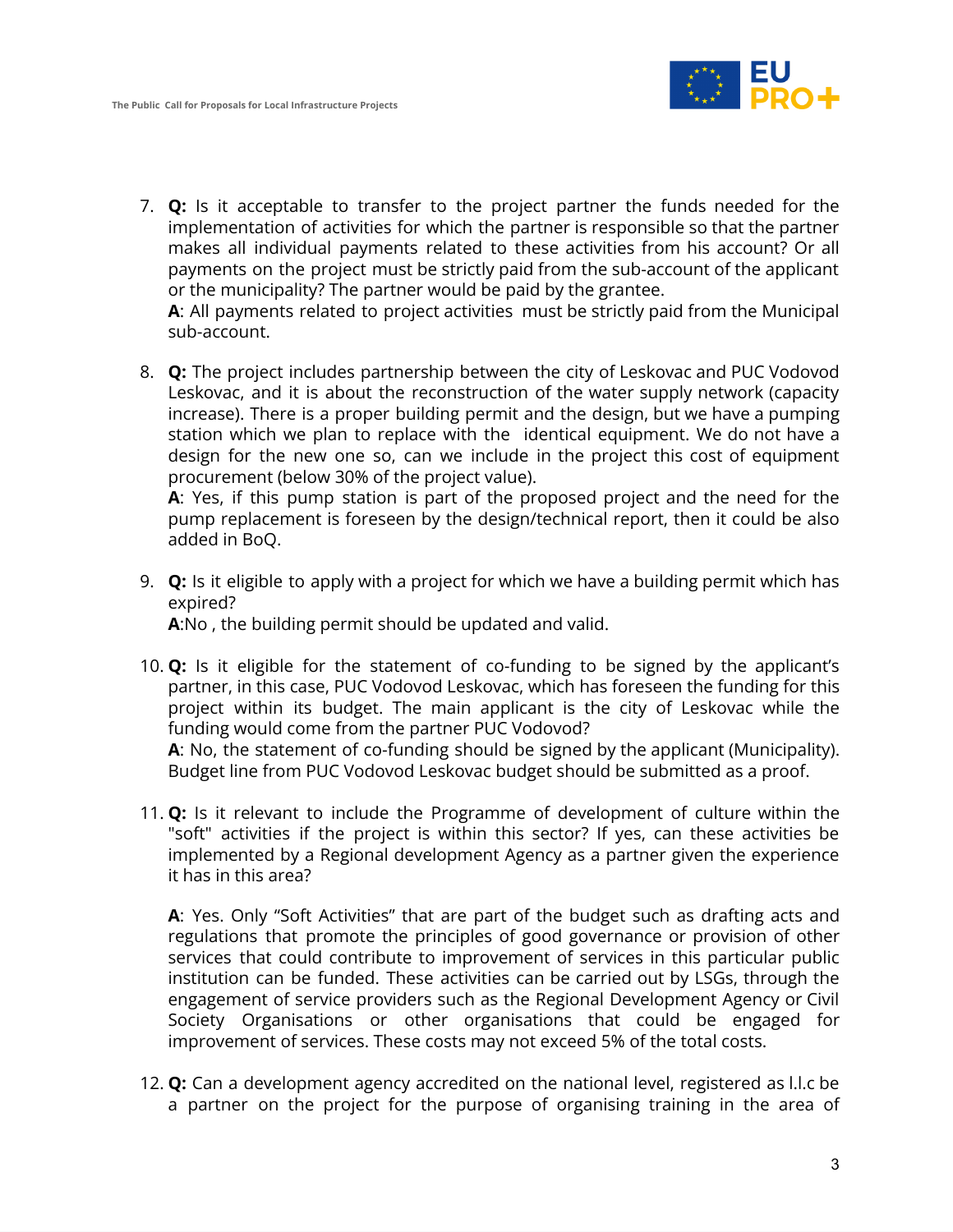7. **Q:** Is it acceptable to transfer to the project partner the funds needed for the implementation of activities for which the partner is responsible so that the partner makes all individual payments related to these activities from his account? Or all payments on the project must be strictly paid from the sub-account of the applicant or the municipality? The partner would be paid by the grantee.
   **A**: All payments related to project activities must be strictly paid from the Municipal sub-account.

8. **Q:** The project includes partnership between the city of Leskovac and PUC Vodovod Leskovac, and it is about the reconstruction of the water supply network (capacity increase). There is a proper building permit and the design, but we have a pumping station which we plan to replace with the identical equipment. We do not have a design for the new one so, can we include in the project this cost of equipment procurement (below 30% of the project value).
   **A**: Yes, if this pump station is part of the proposed project and the need for the pump replacement is foreseen by the design/technical report, then it could be also added in BoQ.

9. **Q:** Is it eligible to apply with a project for which we have a building permit which has expired?
   **A**:No , the building permit should be updated and valid.

10. **Q:** Is it eligible for the statement of co-funding to be signed by the applicant's partner, in this case, PUC Vodovod Leskovac, which has foreseen the funding for this project within its budget. The main applicant is the city of Leskovac while the funding would come from the partner PUC Vodovod?
    **A**: No, the statement of co-funding should be signed by the applicant (Municipality). Budget line from PUC Vodovod Leskovac budget should be submitted as a proof.

11. **Q:** Is it relevant to include the Programme of development of culture within the "soft" activities if the project is within this sector? If yes, can these activities be implemented by a Regional development Agency as a partner given the experience it has in this area?

    **A**: Yes. Only "Soft Activities" that are part of the budget such as drafting acts and regulations that promote the principles of good governance or provision of other services that could contribute to improvement of services in this particular public institution can be funded. These activities can be carried out by LSGs, through the engagement of service providers such as the Regional Development Agency or Civil Society Organisations or other organisations that could be engaged for improvement of services. These costs may not exceed 5% of the total costs.

12. **Q:** Can a development agency accredited on the national level, registered as l.l.c be a partner on the project for the purpose of organising training in the area of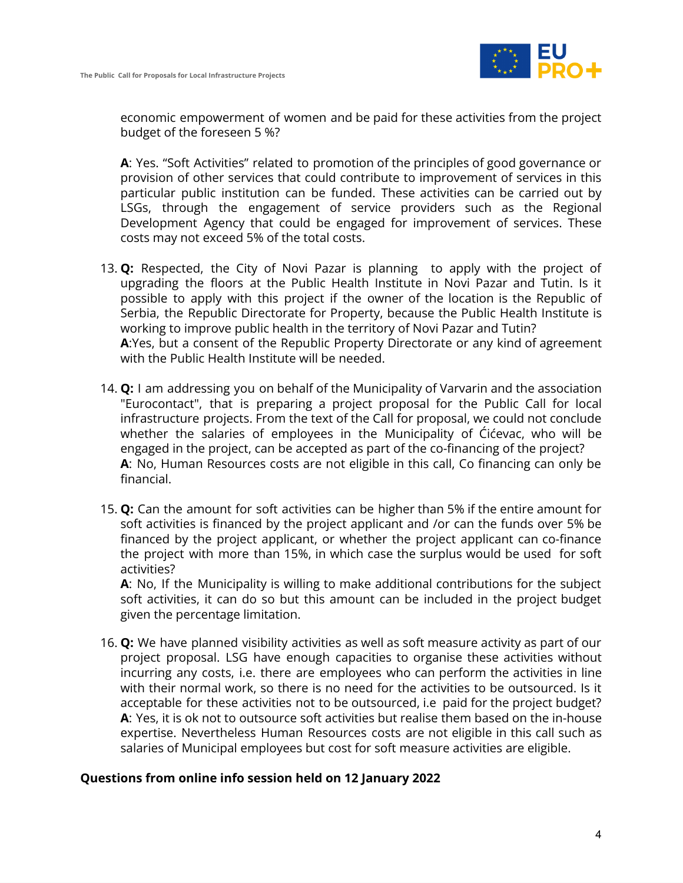economic empowerment of women and be paid for these activities from the project budget of the foreseen 5 %?

**A**: Yes. "Soft Activities" related to promotion of the principles of good governance or provision of other services that could contribute to improvement of services in this particular public institution can be funded. These activities can be carried out by LSGs, through the engagement of service providers such as the Regional Development Agency that could be engaged for improvement of services. These costs may not exceed 5% of the total costs.

13. **Q:** Respected, the City of Novi Pazar is planning to apply with the project of upgrading the floors at the Public Health Institute in Novi Pazar and Tutin. Is it possible to apply with this project if the owner of the location is the Republic of Serbia, the Republic Directorate for Property, because the Public Health Institute is working to improve public health in the territory of Novi Pazar and Tutin?
**A**:Yes, but a consent of the Republic Property Directorate or any kind of agreement with the Public Health Institute will be needed.

14. **Q:** I am addressing you on behalf of the Municipality of Varvarin and the association "Eurocontact", that is preparing a project proposal for the Public Call for local infrastructure projects. From the text of the Call for proposal, we could not conclude whether the salaries of employees in the Municipality of Ćićevac, who will be engaged in the project, can be accepted as part of the co-financing of the project?
**A**: No, Human Resources costs are not eligible in this call, Co financing can only be financial.

15. **Q:** Can the amount for soft activities can be higher than 5% if the entire amount for soft activities is financed by the project applicant and /or can the funds over 5% be financed by the project applicant, or whether the project applicant can co-finance the project with more than 15%, in which case the surplus would be used for soft activities?
**A**: No, If the Municipality is willing to make additional contributions for the subject soft activities, it can do so but this amount can be included in the project budget given the percentage limitation.

16. **Q:** We have planned visibility activities as well as soft measure activity as part of our project proposal. LSG have enough capacities to organise these activities without incurring any costs, i.e. there are employees who can perform the activities in line with their normal work, so there is no need for the activities to be outsourced. Is it acceptable for these activities not to be outsourced, i.e paid for the project budget?
**A**: Yes, it is ok not to outsource soft activities but realise them based on the in-house expertise. Nevertheless Human Resources costs are not eligible in this call such as salaries of Municipal employees but cost for soft measure activities are eligible.

**Questions from online info session held on 12 January 2022**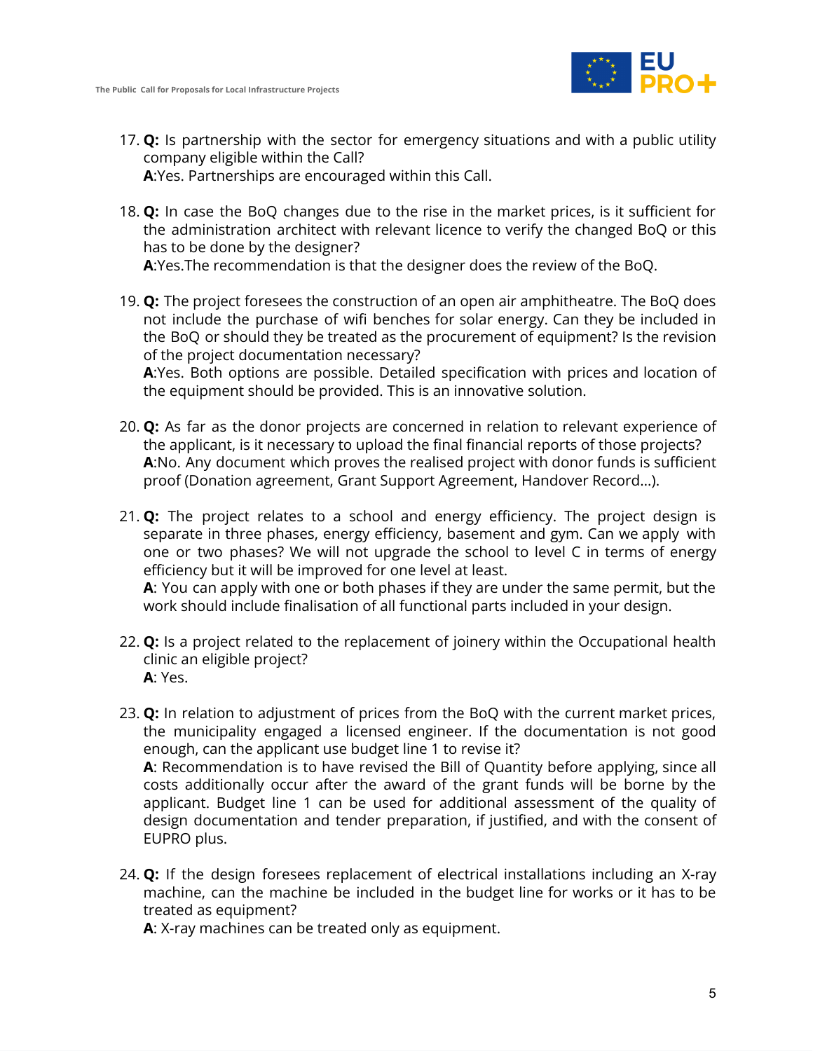17. **Q:** Is partnership with the sector for emergency situations and with a public utility company eligible within the Call?
    **A**:Yes. Partnerships are encouraged within this Call.

18. **Q:** In case the BoQ changes due to the rise in the market prices, is it sufficient for the administration architect with relevant licence to verify the changed BoQ or this has to be done by the designer?
    **A**:Yes.The recommendation is that the designer does the review of the BoQ.

19. **Q:** The project foresees the construction of an open air amphitheatre. The BoQ does not include the purchase of wifi benches for solar energy. Can they be included in the BoQ or should they be treated as the procurement of equipment? Is the revision of the project documentation necessary?
    **A**:Yes. Both options are possible. Detailed specification with prices and location of the equipment should be provided. This is an innovative solution.

20. **Q:** As far as the donor projects are concerned in relation to relevant experience of the applicant, is it necessary to upload the final financial reports of those projects?
    **A**:No. Any document which proves the realised project with donor funds is sufficient proof (Donation agreement, Grant Support Agreement, Handover Record…).

21. **Q:** The project relates to a school and energy efficiency. The project design is separate in three phases, energy efficiency, basement and gym. Can we apply with one or two phases? We will not upgrade the school to level C in terms of energy efficiency but it will be improved for one level at least.
    **A**: You can apply with one or both phases if they are under the same permit, but the work should include finalisation of all functional parts included in your design.

22. **Q:** Is a project related to the replacement of joinery within the Occupational health clinic an eligible project?
    **A**: Yes.

23. **Q:** In relation to adjustment of prices from the BoQ with the current market prices, the municipality engaged a licensed engineer. If the documentation is not good enough, can the applicant use budget line 1 to revise it?
    **A**: Recommendation is to have revised the Bill of Quantity before applying, since all costs additionally occur after the award of the grant funds will be borne by the applicant. Budget line 1 can be used for additional assessment of the quality of design documentation and tender preparation, if justified, and with the consent of EUPRO plus.

24. **Q:** If the design foresees replacement of electrical installations including an X-ray machine, can the machine be included in the budget line for works or it has to be treated as equipment?
    **A**: X-ray machines can be treated only as equipment.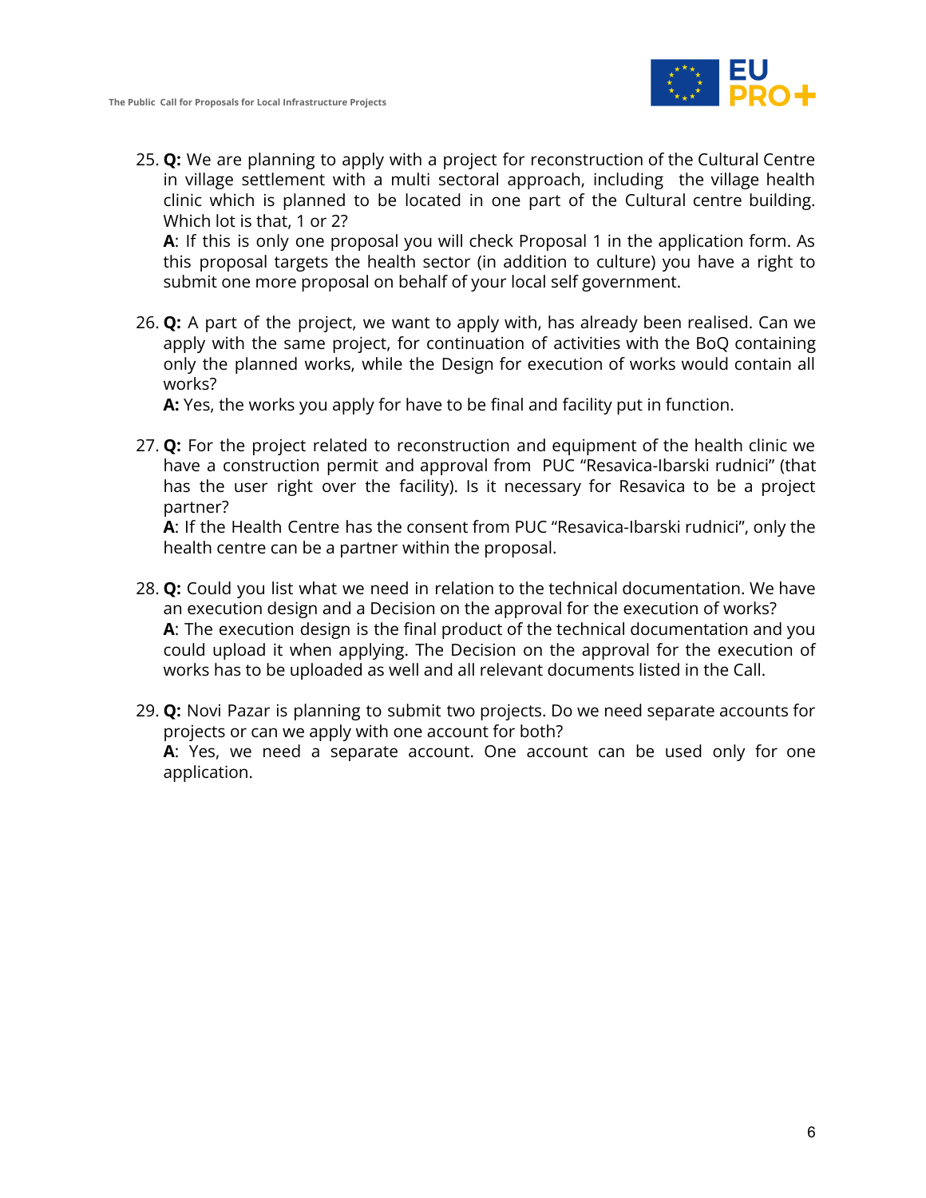25. **Q:** We are planning to apply with a project for reconstruction of the Cultural Centre in village settlement with a multi sectoral approach, including the village health clinic which is planned to be located in one part of the Cultural centre building. Which lot is that, 1 or 2?
   **A**: If this is only one proposal you will check Proposal 1 in the application form. As this proposal targets the health sector (in addition to culture) you have a right to submit one more proposal on behalf of your local self government.

26. **Q:** A part of the project, we want to apply with, has already been realised. Can we apply with the same project, for continuation of activities with the BoQ containing only the planned works, while the Design for execution of works would contain all works?
   **A:** Yes, the works you apply for have to be final and facility put in function.

27. **Q:** For the project related to reconstruction and equipment of the health clinic we have a construction permit and approval from PUC "Resavica-Ibarski rudnici" (that has the user right over the facility). Is it necessary for Resavica to be a project partner?
   **A**: If the Health Centre has the consent from PUC "Resavica-Ibarski rudnici", only the health centre can be a partner within the proposal.

28. **Q:** Could you list what we need in relation to the technical documentation. We have an execution design and a Decision on the approval for the execution of works?
   **A**: The execution design is the final product of the technical documentation and you could upload it when applying. The Decision on the approval for the execution of works has to be uploaded as well and all relevant documents listed in the Call.

29. **Q:** Novi Pazar is planning to submit two projects. Do we need separate accounts for projects or can we apply with one account for both?
   **A**: Yes, we need a separate account. One account can be used only for one application.